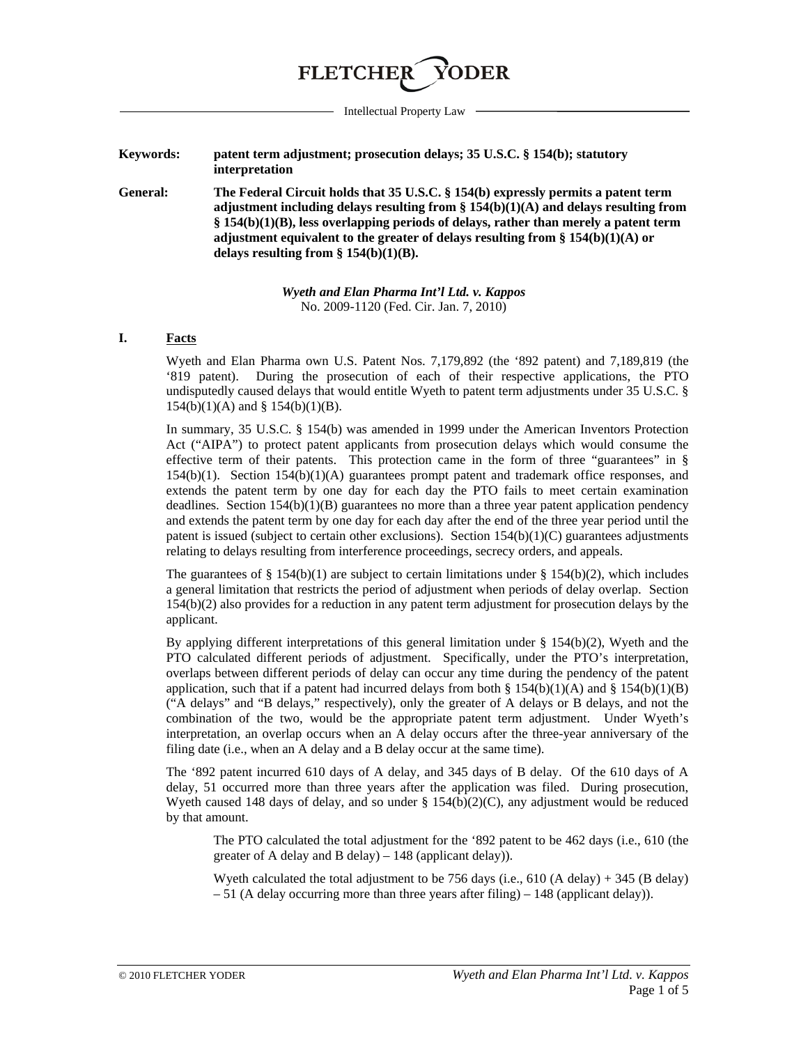# FLETCHER YODER

Intellectual Property Law

**Keywords:** **patent term adjustment; prosecution delays; 35 U.S.C. § 154(b); statutory interpretation**

**General:** **The Federal Circuit holds that 35 U.S.C. § 154(b) expressly permits a patent term adjustment including delays resulting from § 154(b)(1)(A) and delays resulting from § 154(b)(1)(B), less overlapping periods of delays, rather than merely a patent term adjustment equivalent to the greater of delays resulting from § 154(b)(1)(A) or delays resulting from § 154(b)(1)(B).**

*Wyeth and Elan Pharma Int'l Ltd. v. Kappos*
No. 2009-1120 (Fed. Cir. Jan. 7, 2010)

## I. Facts

Wyeth and Elan Pharma own U.S. Patent Nos. 7,179,892 (the '892 patent) and 7,189,819 (the '819 patent). During the prosecution of each of their respective applications, the PTO undisputedly caused delays that would entitle Wyeth to patent term adjustments under 35 U.S.C. § 154(b)(1)(A) and § 154(b)(1)(B).

In summary, 35 U.S.C. § 154(b) was amended in 1999 under the American Inventors Protection Act ("AIPA") to protect patent applicants from prosecution delays which would consume the effective term of their patents. This protection came in the form of three "guarantees" in § 154(b)(1). Section 154(b)(1)(A) guarantees prompt patent and trademark office responses, and extends the patent term by one day for each day the PTO fails to meet certain examination deadlines. Section 154(b)(1)(B) guarantees no more than a three year patent application pendency and extends the patent term by one day for each day after the end of the three year period until the patent is issued (subject to certain other exclusions). Section 154(b)(1)(C) guarantees adjustments relating to delays resulting from interference proceedings, secrecy orders, and appeals.

The guarantees of § 154(b)(1) are subject to certain limitations under § 154(b)(2), which includes a general limitation that restricts the period of adjustment when periods of delay overlap. Section 154(b)(2) also provides for a reduction in any patent term adjustment for prosecution delays by the applicant.

By applying different interpretations of this general limitation under § 154(b)(2), Wyeth and the PTO calculated different periods of adjustment. Specifically, under the PTO's interpretation, overlaps between different periods of delay can occur any time during the pendency of the patent application, such that if a patent had incurred delays from both § 154(b)(1)(A) and § 154(b)(1)(B) ("A delays" and "B delays," respectively), only the greater of A delays or B delays, and not the combination of the two, would be the appropriate patent term adjustment. Under Wyeth's interpretation, an overlap occurs when an A delay occurs after the three-year anniversary of the filing date (i.e., when an A delay and a B delay occur at the same time).

The '892 patent incurred 610 days of A delay, and 345 days of B delay. Of the 610 days of A delay, 51 occurred more than three years after the application was filed. During prosecution, Wyeth caused 148 days of delay, and so under § 154(b)(2)(C), any adjustment would be reduced by that amount.

> The PTO calculated the total adjustment for the '892 patent to be 462 days (i.e., 610 (the greater of A delay and B delay) – 148 (applicant delay)).
>
> Wyeth calculated the total adjustment to be 756 days (i.e., 610 (A delay) + 345 (B delay) – 51 (A delay occurring more than three years after filing) – 148 (applicant delay)).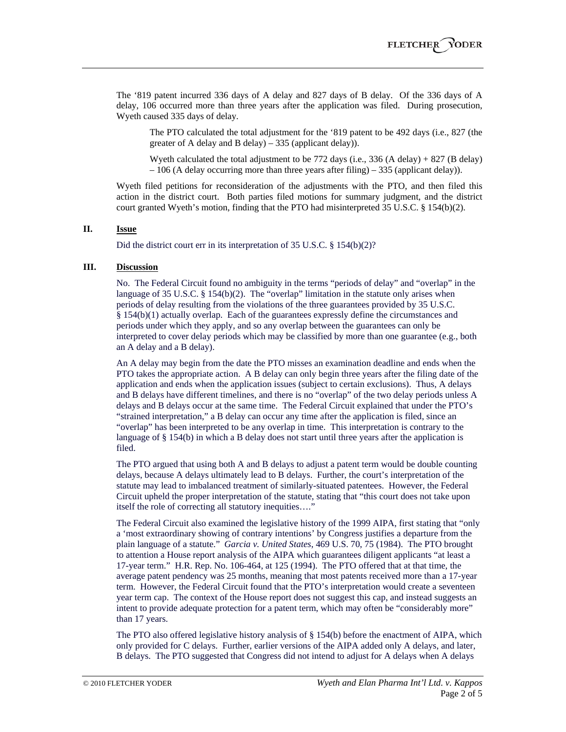The '819 patent incurred 336 days of A delay and 827 days of B delay. Of the 336 days of A delay, 106 occurred more than three years after the application was filed. During prosecution, Wyeth caused 335 days of delay.

> The PTO calculated the total adjustment for the '819 patent to be 492 days (i.e., 827 (the greater of A delay and B delay) – 335 (applicant delay)).
>
> Wyeth calculated the total adjustment to be 772 days (i.e., 336 (A delay) + 827 (B delay) – 106 (A delay occurring more than three years after filing) – 335 (applicant delay)).

Wyeth filed petitions for reconsideration of the adjustments with the PTO, and then filed this action in the district court. Both parties filed motions for summary judgment, and the district court granted Wyeth's motion, finding that the PTO had misinterpreted 35 U.S.C. § 154(b)(2).

## II. Issue

Did the district court err in its interpretation of 35 U.S.C. § 154(b)(2)?

## III. Discussion

No. The Federal Circuit found no ambiguity in the terms "periods of delay" and "overlap" in the language of 35 U.S.C. § 154(b)(2). The "overlap" limitation in the statute only arises when periods of delay resulting from the violations of the three guarantees provided by 35 U.S.C. § 154(b)(1) actually overlap. Each of the guarantees expressly define the circumstances and periods under which they apply, and so any overlap between the guarantees can only be interpreted to cover delay periods which may be classified by more than one guarantee (e.g., both an A delay and a B delay).

An A delay may begin from the date the PTO misses an examination deadline and ends when the PTO takes the appropriate action. A B delay can only begin three years after the filing date of the application and ends when the application issues (subject to certain exclusions). Thus, A delays and B delays have different timelines, and there is no "overlap" of the two delay periods unless A delays and B delays occur at the same time. The Federal Circuit explained that under the PTO's "strained interpretation," a B delay can occur any time after the application is filed, since an "overlap" has been interpreted to be any overlap in time. This interpretation is contrary to the language of § 154(b) in which a B delay does not start until three years after the application is filed.

The PTO argued that using both A and B delays to adjust a patent term would be double counting delays, because A delays ultimately lead to B delays. Further, the court's interpretation of the statute may lead to imbalanced treatment of similarly-situated patentees. However, the Federal Circuit upheld the proper interpretation of the statute, stating that "this court does not take upon itself the role of correcting all statutory inequities…."

The Federal Circuit also examined the legislative history of the 1999 AIPA, first stating that "only a 'most extraordinary showing of contrary intentions' by Congress justifies a departure from the plain language of a statute." *Garcia v. United States*, 469 U.S. 70, 75 (1984). The PTO brought to attention a House report analysis of the AIPA which guarantees diligent applicants "at least a 17-year term." H.R. Rep. No. 106-464, at 125 (1994). The PTO offered that at that time, the average patent pendency was 25 months, meaning that most patents received more than a 17-year term. However, the Federal Circuit found that the PTO's interpretation would create a seventeen year term cap. The context of the House report does not suggest this cap, and instead suggests an intent to provide adequate protection for a patent term, which may often be "considerably more" than 17 years.

The PTO also offered legislative history analysis of § 154(b) before the enactment of AIPA, which only provided for C delays. Further, earlier versions of the AIPA added only A delays, and later, B delays. The PTO suggested that Congress did not intend to adjust for A delays when A delays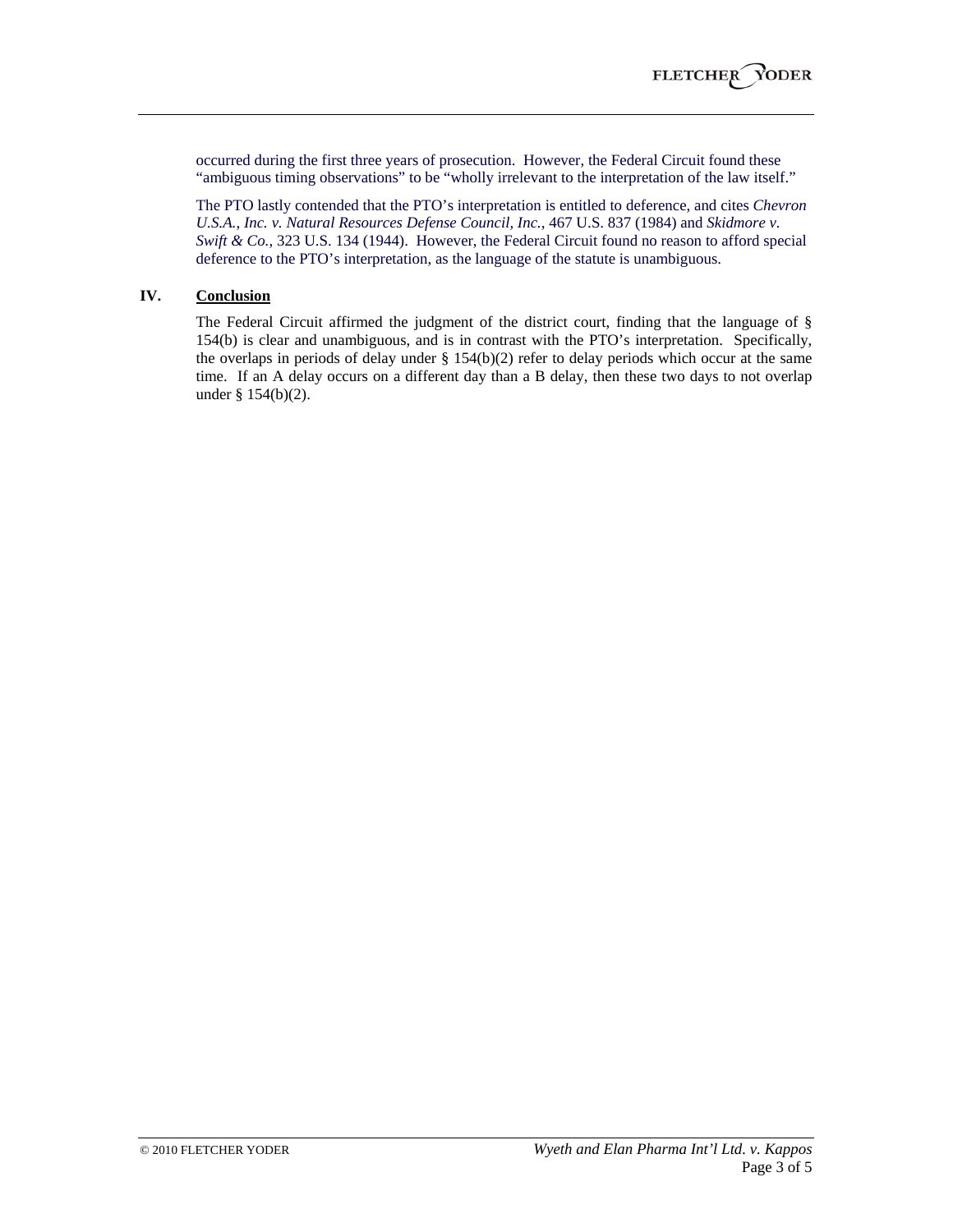occurred during the first three years of prosecution. However, the Federal Circuit found these "ambiguous timing observations" to be "wholly irrelevant to the interpretation of the law itself."

The PTO lastly contended that the PTO's interpretation is entitled to deference, and cites *Chevron U.S.A., Inc. v. Natural Resources Defense Council, Inc.*, 467 U.S. 837 (1984) and *Skidmore v. Swift & Co.*, 323 U.S. 134 (1944). However, the Federal Circuit found no reason to afford special deference to the PTO's interpretation, as the language of the statute is unambiguous.

## IV. **Conclusion**

The Federal Circuit affirmed the judgment of the district court, finding that the language of § 154(b) is clear and unambiguous, and is in contrast with the PTO's interpretation. Specifically, the overlaps in periods of delay under § 154(b)(2) refer to delay periods which occur at the same time. If an A delay occurs on a different day than a B delay, then these two days to not overlap under § 154(b)(2).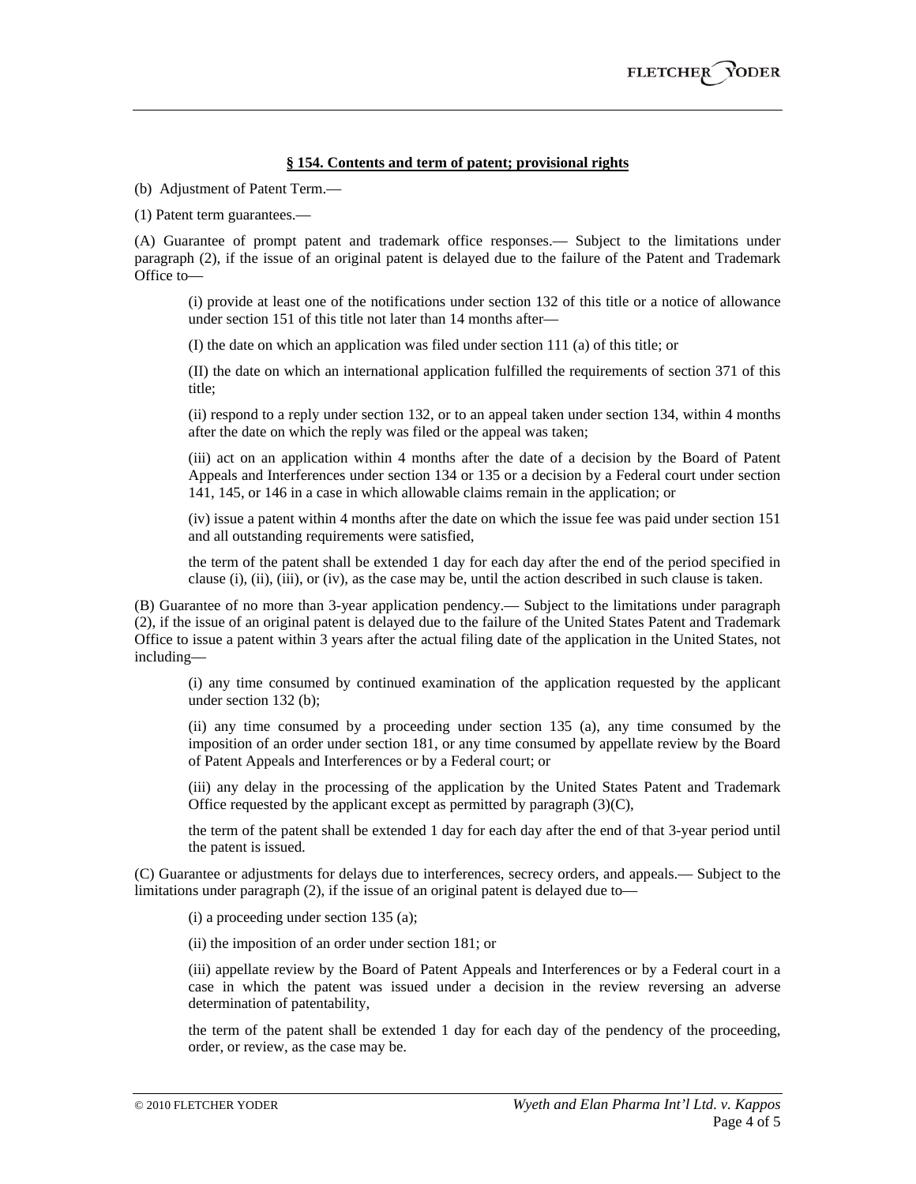**§ 154. Contents and term of patent; provisional rights**

(b) Adjustment of Patent Term.—

(1) Patent term guarantees.—

(A) Guarantee of prompt patent and trademark office responses.— Subject to the limitations under paragraph (2), if the issue of an original patent is delayed due to the failure of the Patent and Trademark Office to—

> (i) provide at least one of the notifications under section 132 of this title or a notice of allowance under section 151 of this title not later than 14 months after—
>
> (I) the date on which an application was filed under section 111 (a) of this title; or
>
> (II) the date on which an international application fulfilled the requirements of section 371 of this title;
>
> (ii) respond to a reply under section 132, or to an appeal taken under section 134, within 4 months after the date on which the reply was filed or the appeal was taken;
>
> (iii) act on an application within 4 months after the date of a decision by the Board of Patent Appeals and Interferences under section 134 or 135 or a decision by a Federal court under section 141, 145, or 146 in a case in which allowable claims remain in the application; or
>
> (iv) issue a patent within 4 months after the date on which the issue fee was paid under section 151 and all outstanding requirements were satisfied,
>
> the term of the patent shall be extended 1 day for each day after the end of the period specified in clause (i), (ii), (iii), or (iv), as the case may be, until the action described in such clause is taken.

(B) Guarantee of no more than 3-year application pendency.— Subject to the limitations under paragraph (2), if the issue of an original patent is delayed due to the failure of the United States Patent and Trademark Office to issue a patent within 3 years after the actual filing date of the application in the United States, not including—

> (i) any time consumed by continued examination of the application requested by the applicant under section 132 (b);
>
> (ii) any time consumed by a proceeding under section 135 (a), any time consumed by the imposition of an order under section 181, or any time consumed by appellate review by the Board of Patent Appeals and Interferences or by a Federal court; or
>
> (iii) any delay in the processing of the application by the United States Patent and Trademark Office requested by the applicant except as permitted by paragraph (3)(C),
>
> the term of the patent shall be extended 1 day for each day after the end of that 3-year period until the patent is issued.

(C) Guarantee or adjustments for delays due to interferences, secrecy orders, and appeals.— Subject to the limitations under paragraph (2), if the issue of an original patent is delayed due to—

> (i) a proceeding under section 135 (a);
>
> (ii) the imposition of an order under section 181; or
>
> (iii) appellate review by the Board of Patent Appeals and Interferences or by a Federal court in a case in which the patent was issued under a decision in the review reversing an adverse determination of patentability,
>
> the term of the patent shall be extended 1 day for each day of the pendency of the proceeding, order, or review, as the case may be.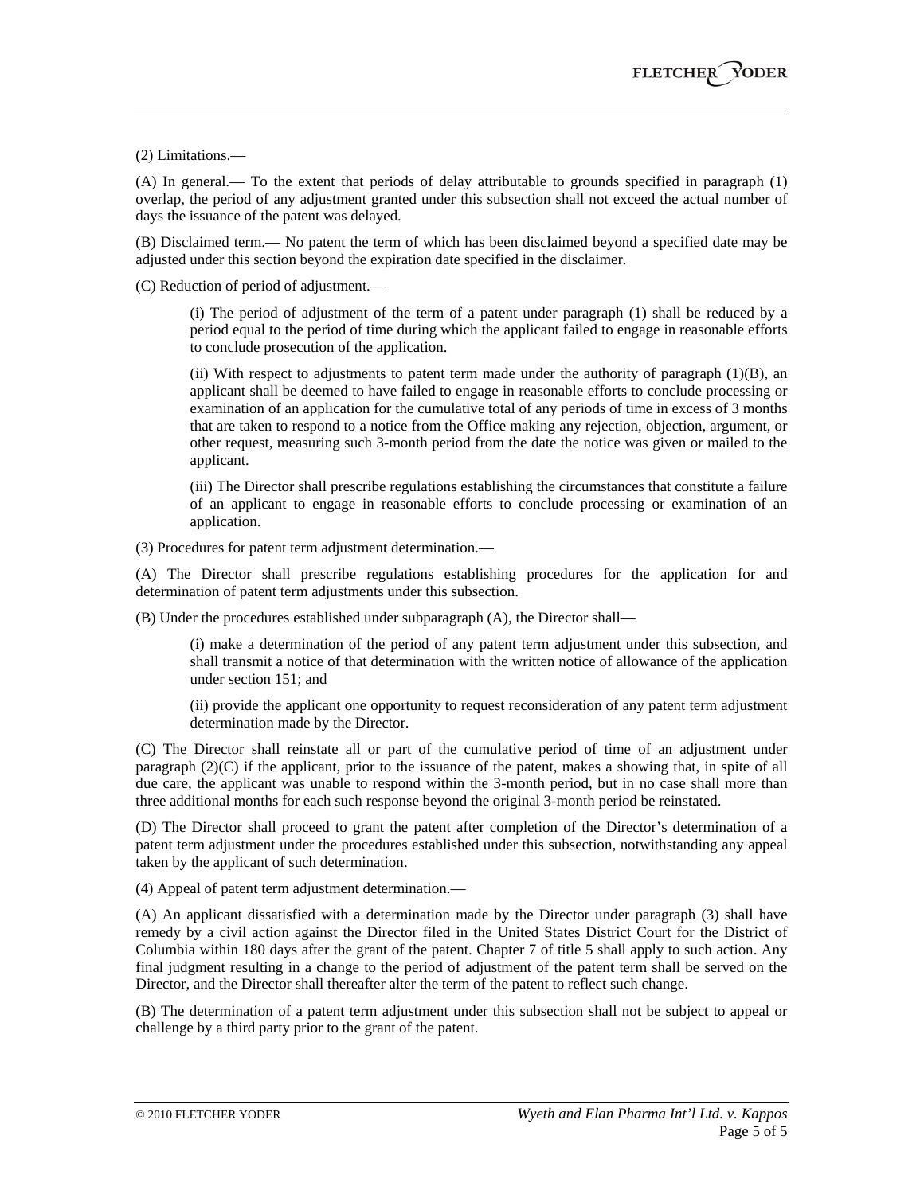(2) Limitations.—

(A) In general.— To the extent that periods of delay attributable to grounds specified in paragraph (1) overlap, the period of any adjustment granted under this subsection shall not exceed the actual number of days the issuance of the patent was delayed.

(B) Disclaimed term.— No patent the term of which has been disclaimed beyond a specified date may be adjusted under this section beyond the expiration date specified in the disclaimer.

(C) Reduction of period of adjustment.—

> (i) The period of adjustment of the term of a patent under paragraph (1) shall be reduced by a period equal to the period of time during which the applicant failed to engage in reasonable efforts to conclude prosecution of the application.
>
> (ii) With respect to adjustments to patent term made under the authority of paragraph (1)(B), an applicant shall be deemed to have failed to engage in reasonable efforts to conclude processing or examination of an application for the cumulative total of any periods of time in excess of 3 months that are taken to respond to a notice from the Office making any rejection, objection, argument, or other request, measuring such 3-month period from the date the notice was given or mailed to the applicant.
>
> (iii) The Director shall prescribe regulations establishing the circumstances that constitute a failure of an applicant to engage in reasonable efforts to conclude processing or examination of an application.

(3) Procedures for patent term adjustment determination.—

(A) The Director shall prescribe regulations establishing procedures for the application for and determination of patent term adjustments under this subsection.

(B) Under the procedures established under subparagraph (A), the Director shall—

> (i) make a determination of the period of any patent term adjustment under this subsection, and shall transmit a notice of that determination with the written notice of allowance of the application under section 151; and
>
> (ii) provide the applicant one opportunity to request reconsideration of any patent term adjustment determination made by the Director.

(C) The Director shall reinstate all or part of the cumulative period of time of an adjustment under paragraph (2)(C) if the applicant, prior to the issuance of the patent, makes a showing that, in spite of all due care, the applicant was unable to respond within the 3-month period, but in no case shall more than three additional months for each such response beyond the original 3-month period be reinstated.

(D) The Director shall proceed to grant the patent after completion of the Director's determination of a patent term adjustment under the procedures established under this subsection, notwithstanding any appeal taken by the applicant of such determination.

(4) Appeal of patent term adjustment determination.—

(A) An applicant dissatisfied with a determination made by the Director under paragraph (3) shall have remedy by a civil action against the Director filed in the United States District Court for the District of Columbia within 180 days after the grant of the patent. Chapter 7 of title 5 shall apply to such action. Any final judgment resulting in a change to the period of adjustment of the patent term shall be served on the Director, and the Director shall thereafter alter the term of the patent to reflect such change.

(B) The determination of a patent term adjustment under this subsection shall not be subject to appeal or challenge by a third party prior to the grant of the patent.